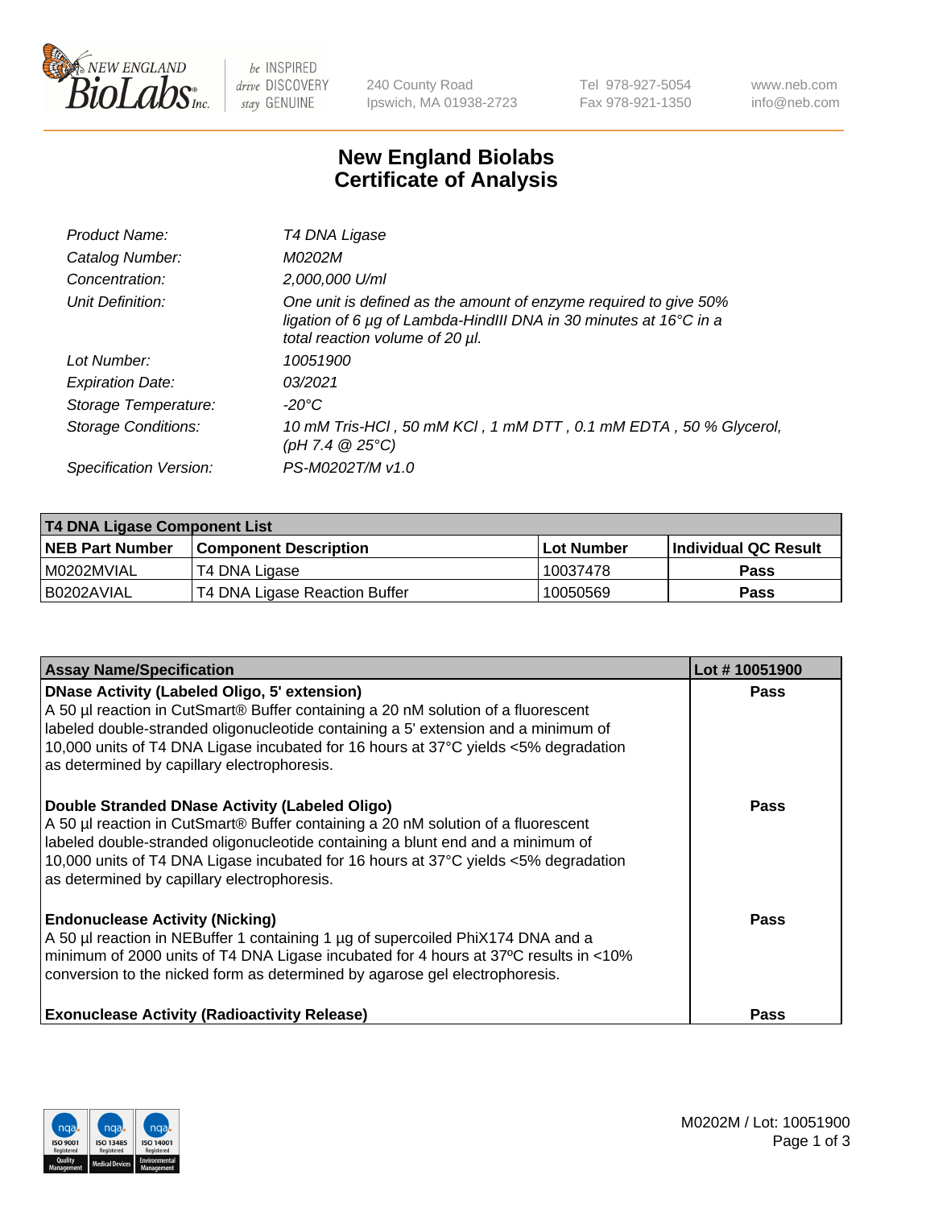# New England Biolabs
# Certificate of Analysis

| | |
|---|---|
| Product Name: | *T4 DNA Ligase* |
| Catalog Number: | *M0202M* |
| Concentration: | *2,000,000 U/ml* |
| Unit Definition: | *One unit is defined as the amount of enzyme required to give 50% ligation of 6 µg of Lambda-HindIII DNA in 30 minutes at 16°C in a total reaction volume of 20 µl.* |
| Lot Number: | *10051900* |
| Expiration Date: | *03/2021* |
| Storage Temperature: | *-20°C* |
| Storage Conditions: | *10 mM Tris-HCl , 50 mM KCl , 1 mM DTT , 0.1 mM EDTA , 50 % Glycerol, (pH 7.4 @ 25°C)* |
| Specification Version: | *PS-M0202T/M v1.0* |

| T4 DNA Ligase Component List | | | |
|---|---|---|---|
| **NEB Part Number** | **Component Description** | **Lot Number** | **Individual QC Result** |
| M0202MVIAL | T4 DNA Ligase | 10037478 | **Pass** |
| B0202AVIAL | T4 DNA Ligase Reaction Buffer | 10050569 | **Pass** |

| Assay Name/Specification | Lot # 10051900 |
|---|---|
| **DNase Activity (Labeled Oligo, 5' extension)**<br>A 50 µl reaction in CutSmart® Buffer containing a 20 nM solution of a fluorescent labeled double-stranded oligonucleotide containing a 5' extension and a minimum of 10,000 units of T4 DNA Ligase incubated for 16 hours at 37°C yields <5% degradation as determined by capillary electrophoresis. | **Pass** |
| **Double Stranded DNase Activity (Labeled Oligo)**<br>A 50 µl reaction in CutSmart® Buffer containing a 20 nM solution of a fluorescent labeled double-stranded oligonucleotide containing a blunt end and a minimum of 10,000 units of T4 DNA Ligase incubated for 16 hours at 37°C yields <5% degradation as determined by capillary electrophoresis. | **Pass** |
| **Endonuclease Activity (Nicking)**<br>A 50 µl reaction in NEBuffer 1 containing 1 µg of supercoiled PhiX174 DNA and a minimum of 2000 units of T4 DNA Ligase incubated for 4 hours at 37ºC results in <10% conversion to the nicked form as determined by agarose gel electrophoresis. | **Pass** |
| **Exonuclease Activity (Radioactivity Release)** | **Pass** |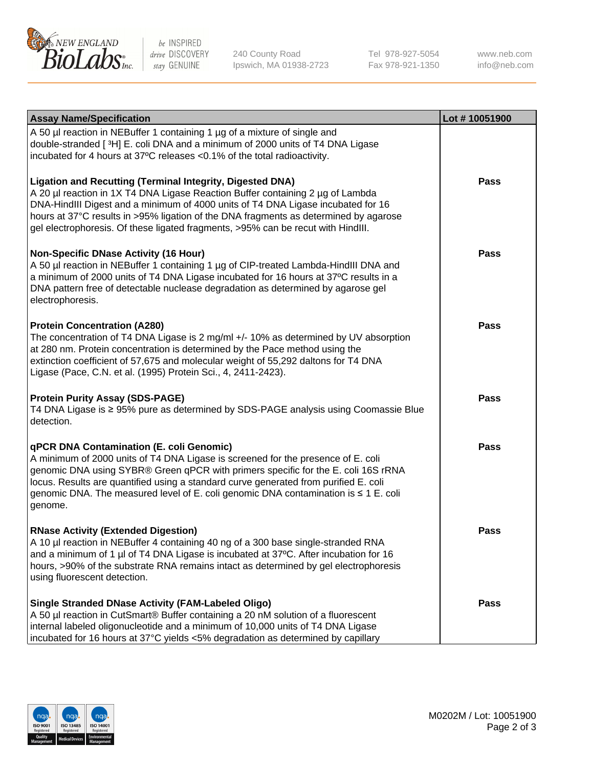| Assay Name/Specification | Lot # 10051900 |
| --- | --- |
| A 50 µl reaction in NEBuffer 1 containing 1 µg of a mixture of single and double-stranded [ $^3$H] E. coli DNA and a minimum of 2000 units of T4 DNA Ligase incubated for 4 hours at 37ºC releases <0.1% of the total radioactivity. | |
| **Ligation and Recutting (Terminal Integrity, Digested DNA)**<br>A 20 µl reaction in 1X T4 DNA Ligase Reaction Buffer containing 2 µg of Lambda DNA-HindIII Digest and a minimum of 4000 units of T4 DNA Ligase incubated for 16 hours at 37°C results in >95% ligation of the DNA fragments as determined by agarose gel electrophoresis. Of these ligated fragments, >95% can be recut with HindIII. | **Pass** |
| **Non-Specific DNase Activity (16 Hour)**<br>A 50 µl reaction in NEBuffer 1 containing 1 µg of CIP-treated Lambda-HindIII DNA and a minimum of 2000 units of T4 DNA Ligase incubated for 16 hours at 37ºC results in a DNA pattern free of detectable nuclease degradation as determined by agarose gel electrophoresis. | **Pass** |
| **Protein Concentration (A280)**<br>The concentration of T4 DNA Ligase is 2 mg/ml +/- 10% as determined by UV absorption at 280 nm. Protein concentration is determined by the Pace method using the extinction coefficient of 57,675 and molecular weight of 55,292 daltons for T4 DNA Ligase (Pace, C.N. et al. (1995) Protein Sci., 4, 2411-2423). | **Pass** |
| **Protein Purity Assay (SDS-PAGE)**<br>T4 DNA Ligase is ≥ 95% pure as determined by SDS-PAGE analysis using Coomassie Blue detection. | **Pass** |
| **qPCR DNA Contamination (E. coli Genomic)**<br>A minimum of 2000 units of T4 DNA Ligase is screened for the presence of E. coli genomic DNA using SYBR® Green qPCR with primers specific for the E. coli 16S rRNA locus. Results are quantified using a standard curve generated from purified E. coli genomic DNA. The measured level of E. coli genomic DNA contamination is ≤ 1 E. coli genome. | **Pass** |
| **RNase Activity (Extended Digestion)**<br>A 10 µl reaction in NEBuffer 4 containing 40 ng of a 300 base single-stranded RNA and a minimum of 1 µl of T4 DNA Ligase is incubated at 37ºC. After incubation for 16 hours, >90% of the substrate RNA remains intact as determined by gel electrophoresis using fluorescent detection. | **Pass** |
| **Single Stranded DNase Activity (FAM-Labeled Oligo)**<br>A 50 µl reaction in CutSmart® Buffer containing a 20 nM solution of a fluorescent internal labeled oligonucleotide and a minimum of 10,000 units of T4 DNA Ligase incubated for 16 hours at 37°C yields <5% degradation as determined by capillary | **Pass** |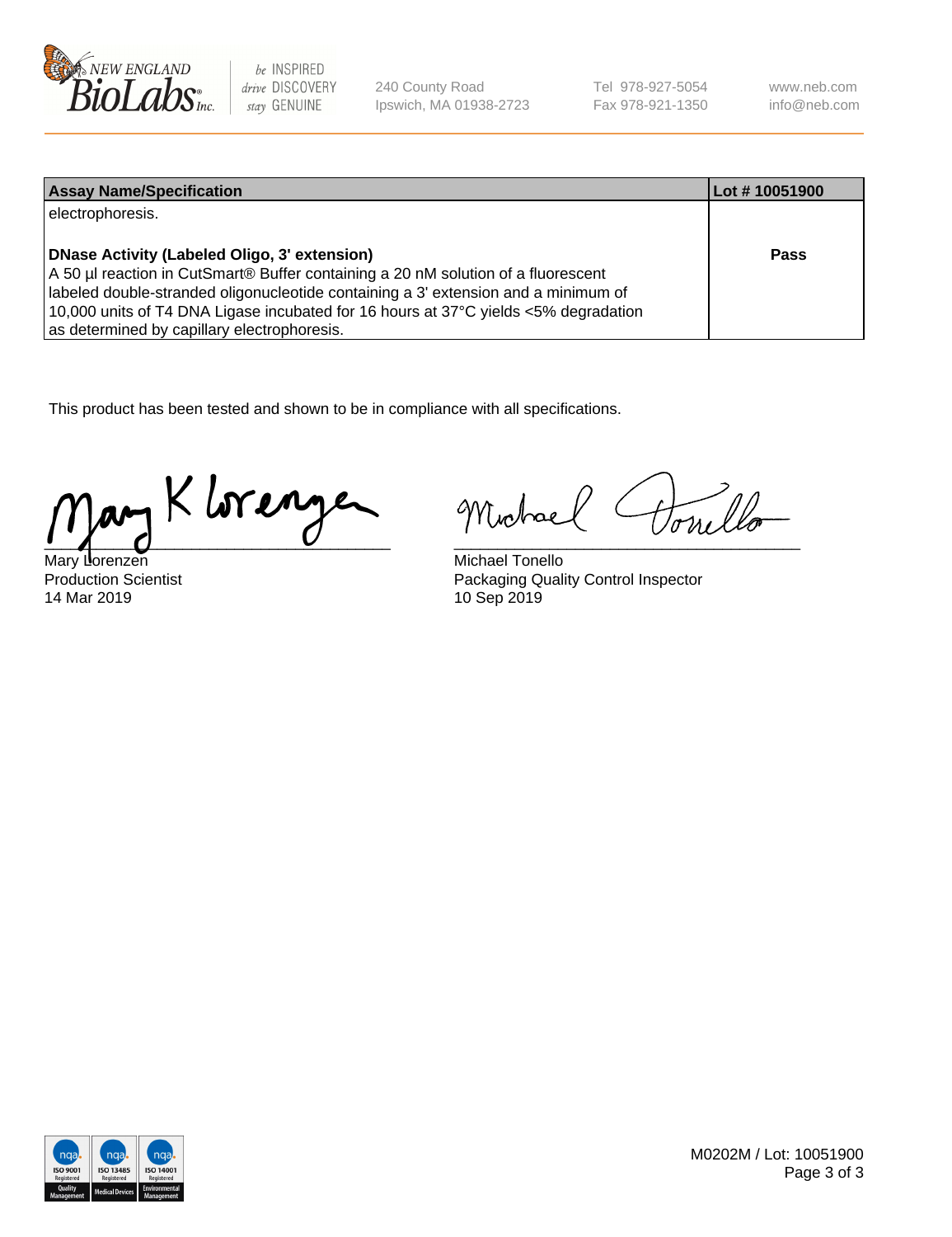| Assay Name/Specification | Lot # 10051900 |
| --- | --- |
| electrophoresis. | |
| **DNase Activity (Labeled Oligo, 3' extension)**<br>A 50 µl reaction in CutSmart® Buffer containing a 20 nM solution of a fluorescent labeled double-stranded oligonucleotide containing a 3' extension and a minimum of 10,000 units of T4 DNA Ligase incubated for 16 hours at 37°C yields <5% degradation as determined by capillary electrophoresis. | **Pass** |

This product has been tested and shown to be in compliance with all specifications.

Mary Lorenzen
Production Scientist
14 Mar 2019

Michael Tonello
Packaging Quality Control Inspector
10 Sep 2019

M0202M / Lot: 10051900